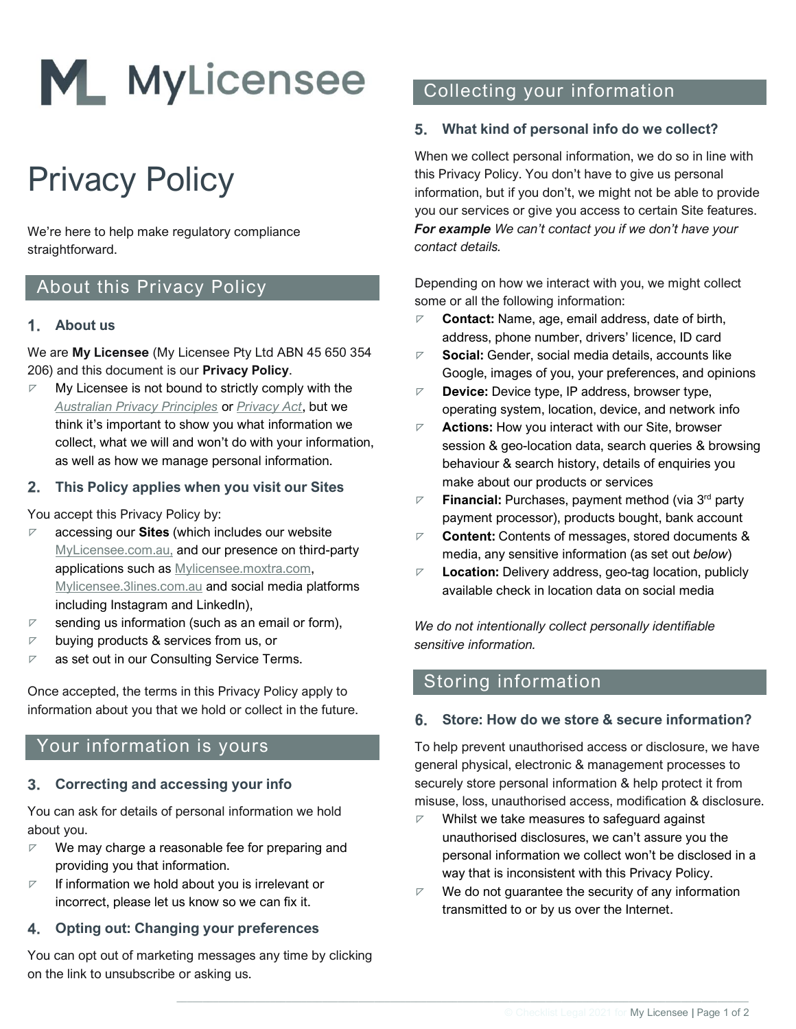# MyLicensee

# Privacy Policy

We're here to help make regulatory compliance straightforward.

## About this Privacy Policy

### 1. About us

We are **My Licensee** (My Licensee Pty Ltd ABN 45 650 354 206) and this document is our **Privacy Policy**.

- My Licensee is not bound to strictly comply with the *Australian Privacy Principles* or *Privacy Act*, but we think it's important to show you what information we collect, what we will and won't do with your information, as well as how we manage personal information.

### 2. This Policy applies when you visit our Sites

You accept this Privacy Policy by:

- accessing our **Sites** (which includes our website MyLicensee.com.au, and our presence on third-party applications such as Mylicensee.moxtra.com, Mylicensee.3lines.com.au and social media platforms including Instagram and LinkedIn),
- sending us information (such as an email or form),
- buying products & services from us, or
- as set out in our Consulting Service Terms.

Once accepted, the terms in this Privacy Policy apply to information about you that we hold or collect in the future.

## Your information is yours

### 3. Correcting and accessing your info

You can ask for details of personal information we hold about you.

- We may charge a reasonable fee for preparing and providing you that information.
- If information we hold about you is irrelevant or incorrect, please let us know so we can fix it.

### 4. Opting out: Changing your preferences

You can opt out of marketing messages any time by clicking on the link to unsubscribe or asking us.

## Collecting your information

### 5. What kind of personal info do we collect?

When we collect personal information, we do so in line with this Privacy Policy. You don't have to give us personal information, but if you don't, we might not be able to provide you our services or give you access to certain Site features. ***For example*** *We can't contact you if we don't have your contact details.*

Depending on how we interact with you, we might collect some or all the following information:

- **Contact:** Name, age, email address, date of birth, address, phone number, drivers' licence, ID card
- **Social:** Gender, social media details, accounts like Google, images of you, your preferences, and opinions
- **Device:** Device type, IP address, browser type, operating system, location, device, and network info
- **Actions:** How you interact with our Site, browser session & geo-location data, search queries & browsing behaviour & search history, details of enquiries you make about our products or services
- **Financial:** Purchases, payment method (via 3rd party payment processor), products bought, bank account
- **Content:** Contents of messages, stored documents & media, any sensitive information (as set out *below*)
- **Location:** Delivery address, geo-tag location, publicly available check in location data on social media

*We do not intentionally collect personally identifiable sensitive information.*

## Storing information

### 6. Store: How do we store & secure information?

To help prevent unauthorised access or disclosure, we have general physical, electronic & management processes to securely store personal information & help protect it from misuse, loss, unauthorised access, modification & disclosure.

- Whilst we take measures to safeguard against unauthorised disclosures, we can't assure you the personal information we collect won't be disclosed in a way that is inconsistent with this Privacy Policy.
- We do not guarantee the security of any information transmitted to or by us over the Internet.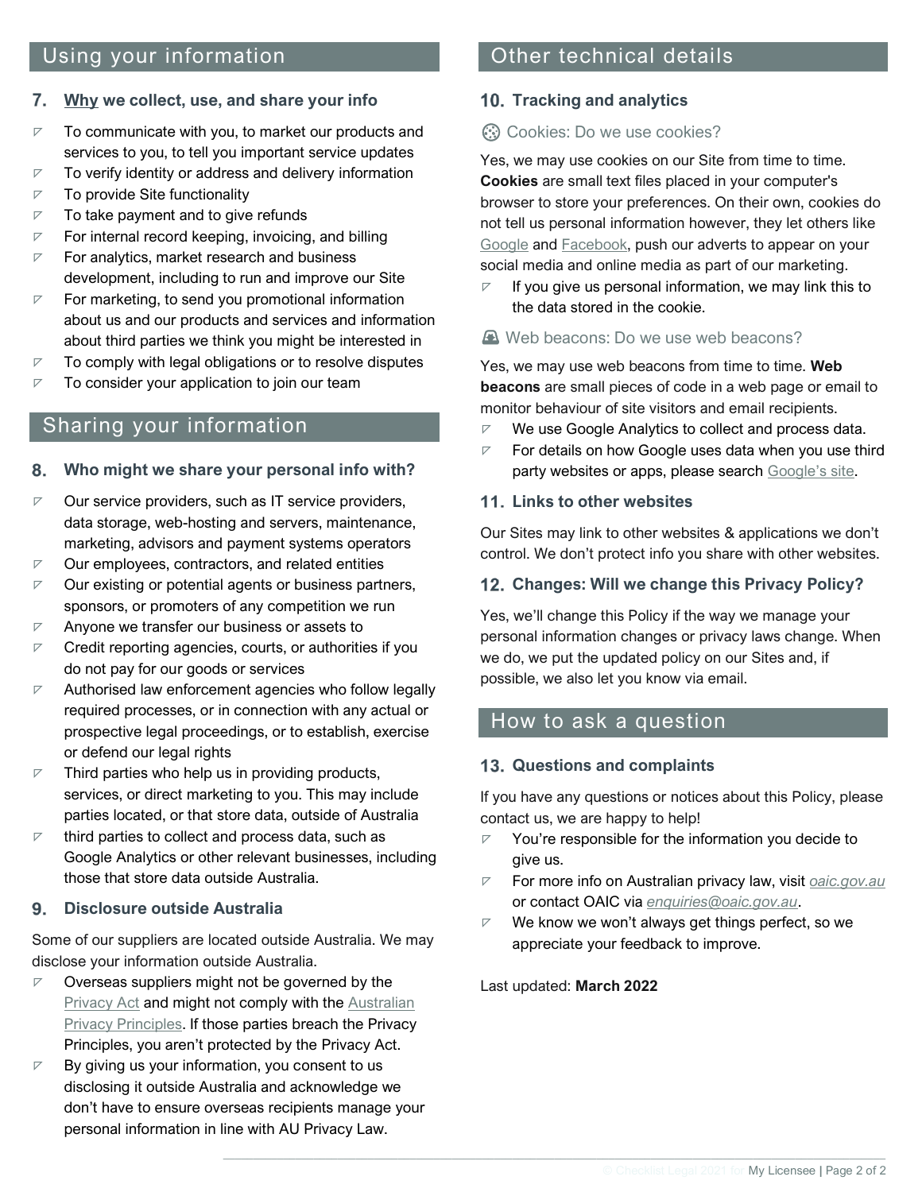## Using your information

### 7. Why we collect, use, and share your info

- To communicate with you, to market our products and services to you, to tell you important service updates
- To verify identity or address and delivery information
- To provide Site functionality
- To take payment and to give refunds
- For internal record keeping, invoicing, and billing
- For analytics, market research and business development, including to run and improve our Site
- For marketing, to send you promotional information about us and our products and services and information about third parties we think you might be interested in
- To comply with legal obligations or to resolve disputes
- To consider your application to join our team

## Sharing your information

### 8. Who might we share your personal info with?

- Our service providers, such as IT service providers, data storage, web-hosting and servers, maintenance, marketing, advisors and payment systems operators
- Our employees, contractors, and related entities
- Our existing or potential agents or business partners, sponsors, or promoters of any competition we run
- Anyone we transfer our business or assets to
- Credit reporting agencies, courts, or authorities if you do not pay for our goods or services
- Authorised law enforcement agencies who follow legally required processes, or in connection with any actual or prospective legal proceedings, or to establish, exercise or defend our legal rights
- Third parties who help us in providing products, services, or direct marketing to you. This may include parties located, or that store data, outside of Australia
- third parties to collect and process data, such as Google Analytics or other relevant businesses, including those that store data outside Australia.

### 9. Disclosure outside Australia

Some of our suppliers are located outside Australia. We may disclose your information outside Australia.

- Overseas suppliers might not be governed by the Privacy Act and might not comply with the Australian Privacy Principles. If those parties breach the Privacy Principles, you aren't protected by the Privacy Act.
- By giving us your information, you consent to us disclosing it outside Australia and acknowledge we don't have to ensure overseas recipients manage your personal information in line with AU Privacy Law.

## Other technical details

### 10. Tracking and analytics

#### Cookies: Do we use cookies?

Yes, we may use cookies on our Site from time to time. **Cookies** are small text files placed in your computer's browser to store your preferences. On their own, cookies do not tell us personal information however, they let others like Google and Facebook, push our adverts to appear on your social media and online media as part of our marketing.

- If you give us personal information, we may link this to the data stored in the cookie.

#### Web beacons: Do we use web beacons?

Yes, we may use web beacons from time to time. **Web beacons** are small pieces of code in a web page or email to monitor behaviour of site visitors and email recipients.

- We use Google Analytics to collect and process data.
- For details on how Google uses data when you use third party websites or apps, please search Google's site.

### 11. Links to other websites

Our Sites may link to other websites & applications we don't control. We don't protect info you share with other websites.

### 12. Changes: Will we change this Privacy Policy?

Yes, we'll change this Policy if the way we manage your personal information changes or privacy laws change. When we do, we put the updated policy on our Sites and, if possible, we also let you know via email.

## How to ask a question

### 13. Questions and complaints

If you have any questions or notices about this Policy, please contact us, we are happy to help!

- You're responsible for the information you decide to give us.
- For more info on Australian privacy law, visit *oaic.gov.au* or contact OAIC via *enquiries@oaic.gov.au*.
- We know we won't always get things perfect, so we appreciate your feedback to improve.

Last updated: **March 2022**

© Checklist Legal 2021 for My Licensee